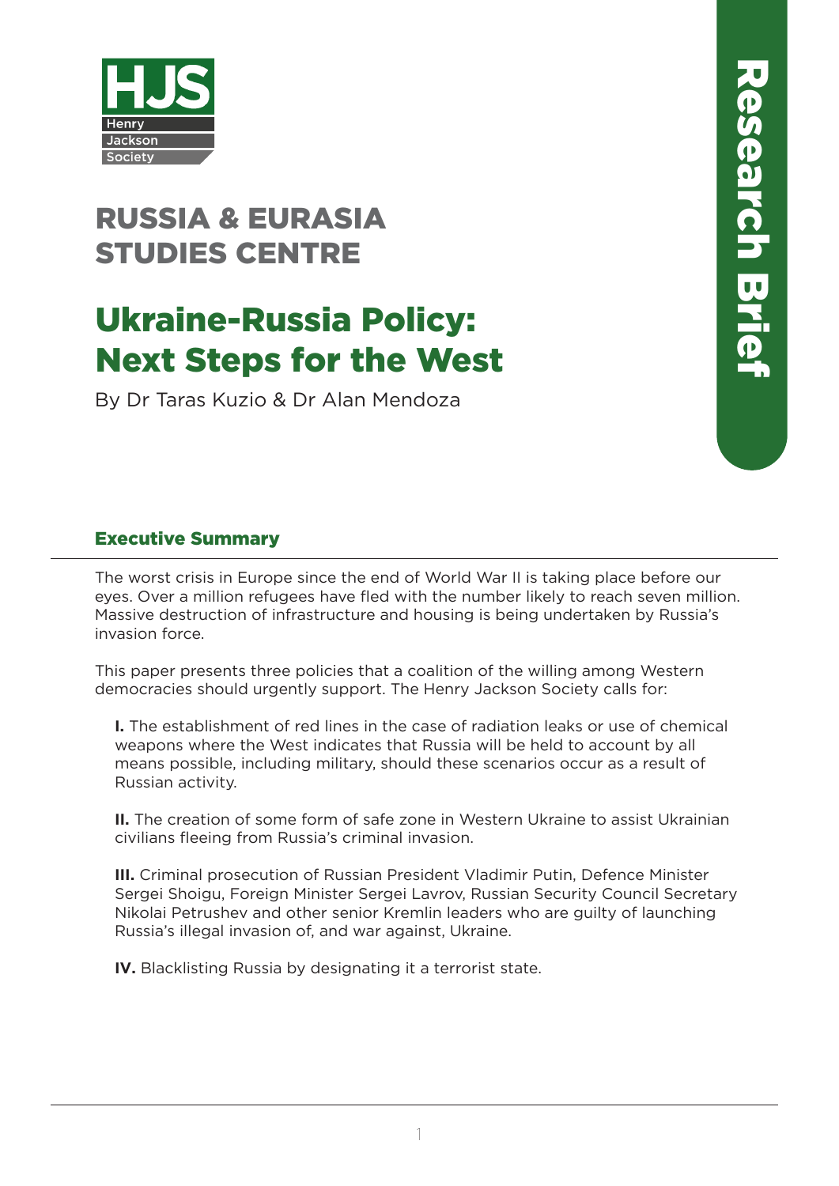HJS Henry Jackson Society

RUSSIA & EURASIA STUDIES CENTRE

# Ukraine-Russia Policy: Next Steps for the West

By Dr Taras Kuzio & Dr Alan Mendoza

Research Brief

## Executive Summary

The worst crisis in Europe since the end of World War II is taking place before our eyes. Over a million refugees have fled with the number likely to reach seven million. Massive destruction of infrastructure and housing is being undertaken by Russia's invasion force.

This paper presents three policies that a coalition of the willing among Western democracies should urgently support. The Henry Jackson Society calls for:

**I.** The establishment of red lines in the case of radiation leaks or use of chemical weapons where the West indicates that Russia will be held to account by all means possible, including military, should these scenarios occur as a result of Russian activity.

**II.** The creation of some form of safe zone in Western Ukraine to assist Ukrainian civilians fleeing from Russia's criminal invasion.

**III.** Criminal prosecution of Russian President Vladimir Putin, Defence Minister Sergei Shoigu, Foreign Minister Sergei Lavrov, Russian Security Council Secretary Nikolai Petrushev and other senior Kremlin leaders who are guilty of launching Russia's illegal invasion of, and war against, Ukraine.

**IV.** Blacklisting Russia by designating it a terrorist state.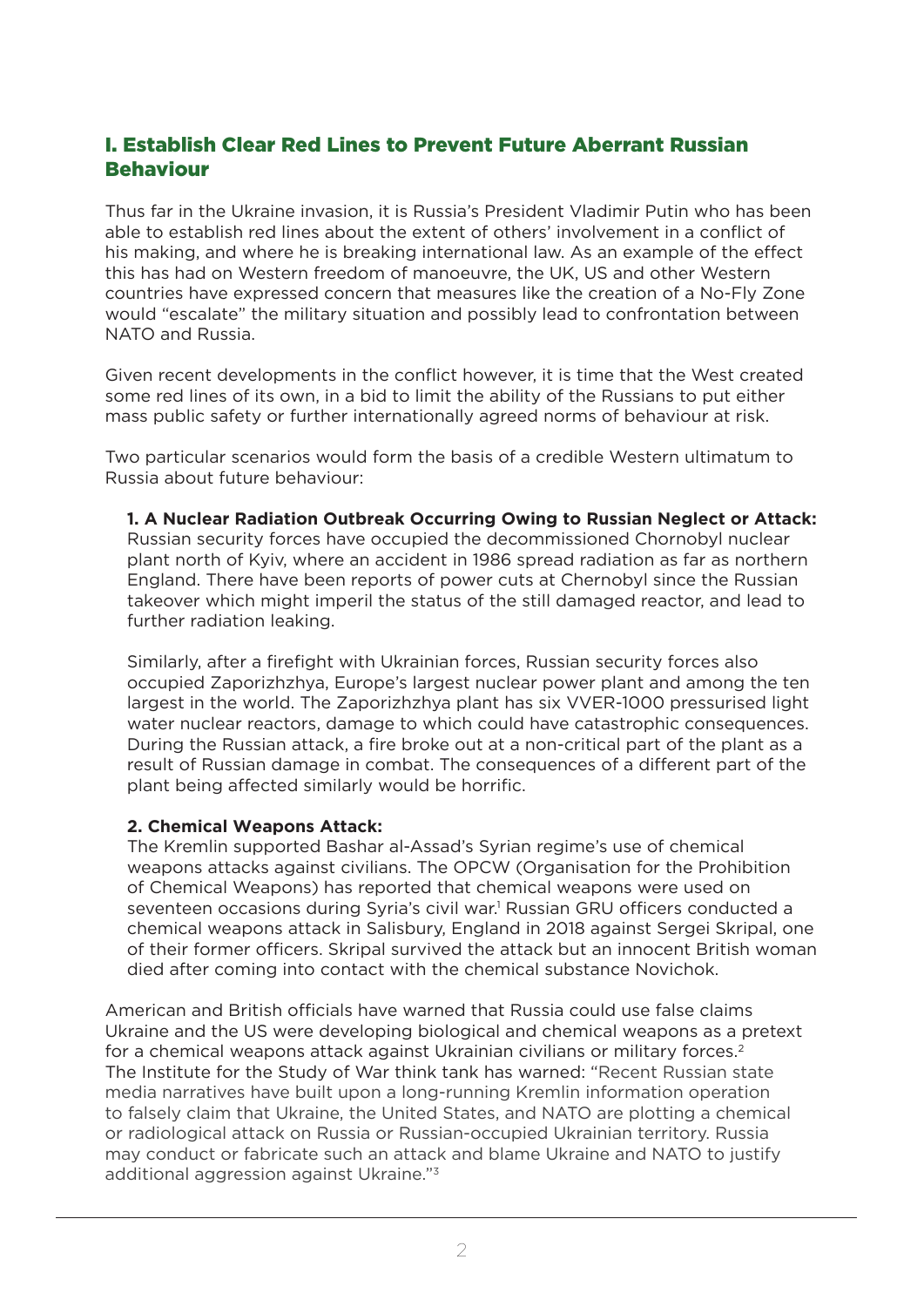## I. Establish Clear Red Lines to Prevent Future Aberrant Russian Behaviour

Thus far in the Ukraine invasion, it is Russia's President Vladimir Putin who has been able to establish red lines about the extent of others' involvement in a conflict of his making, and where he is breaking international law. As an example of the effect this has had on Western freedom of manoeuvre, the UK, US and other Western countries have expressed concern that measures like the creation of a No-Fly Zone would "escalate" the military situation and possibly lead to confrontation between NATO and Russia.

Given recent developments in the conflict however, it is time that the West created some red lines of its own, in a bid to limit the ability of the Russians to put either mass public safety or further internationally agreed norms of behaviour at risk.

Two particular scenarios would form the basis of a credible Western ultimatum to Russia about future behaviour:

**1. A Nuclear Radiation Outbreak Occurring Owing to Russian Neglect or Attack:** Russian security forces have occupied the decommissioned Chornobyl nuclear plant north of Kyiv, where an accident in 1986 spread radiation as far as northern England. There have been reports of power cuts at Chernobyl since the Russian takeover which might imperil the status of the still damaged reactor, and lead to further radiation leaking.

Similarly, after a firefight with Ukrainian forces, Russian security forces also occupied Zaporizhzhya, Europe's largest nuclear power plant and among the ten largest in the world. The Zaporizhzhya plant has six VVER-1000 pressurised light water nuclear reactors, damage to which could have catastrophic consequences. During the Russian attack, a fire broke out at a non-critical part of the plant as a result of Russian damage in combat. The consequences of a different part of the plant being affected similarly would be horrific.

**2. Chemical Weapons Attack:**
The Kremlin supported Bashar al-Assad's Syrian regime's use of chemical weapons attacks against civilians. The OPCW (Organisation for the Prohibition of Chemical Weapons) has reported that chemical weapons were used on seventeen occasions during Syria's civil war.[1] Russian GRU officers conducted a chemical weapons attack in Salisbury, England in 2018 against Sergei Skripal, one of their former officers. Skripal survived the attack but an innocent British woman died after coming into contact with the chemical substance Novichok.

American and British officials have warned that Russia could use false claims Ukraine and the US were developing biological and chemical weapons as a pretext for a chemical weapons attack against Ukrainian civilians or military forces.[2] The Institute for the Study of War think tank has warned: "Recent Russian state media narratives have built upon a long-running Kremlin information operation to falsely claim that Ukraine, the United States, and NATO are plotting a chemical or radiological attack on Russia or Russian-occupied Ukrainian territory. Russia may conduct or fabricate such an attack and blame Ukraine and NATO to justify additional aggression against Ukraine."[3]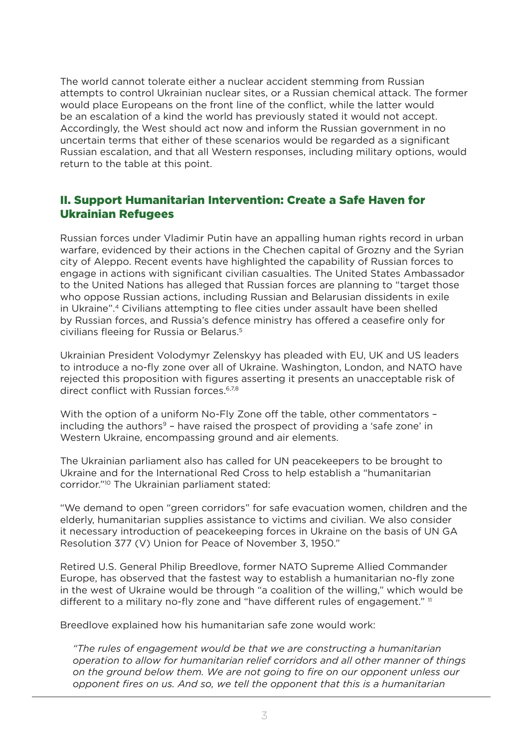The world cannot tolerate either a nuclear accident stemming from Russian attempts to control Ukrainian nuclear sites, or a Russian chemical attack. The former would place Europeans on the front line of the conflict, while the latter would be an escalation of a kind the world has previously stated it would not accept. Accordingly, the West should act now and inform the Russian government in no uncertain terms that either of these scenarios would be regarded as a significant Russian escalation, and that all Western responses, including military options, would return to the table at this point.

## II. Support Humanitarian Intervention: Create a Safe Haven for Ukrainian Refugees

Russian forces under Vladimir Putin have an appalling human rights record in urban warfare, evidenced by their actions in the Chechen capital of Grozny and the Syrian city of Aleppo. Recent events have highlighted the capability of Russian forces to engage in actions with significant civilian casualties. The United States Ambassador to the United Nations has alleged that Russian forces are planning to "target those who oppose Russian actions, including Russian and Belarusian dissidents in exile in Ukraine".[4] Civilians attempting to flee cities under assault have been shelled by Russian forces, and Russia's defence ministry has offered a ceasefire only for civilians fleeing for Russia or Belarus.[5]

Ukrainian President Volodymyr Zelenskyy has pleaded with EU, UK and US leaders to introduce a no-fly zone over all of Ukraine. Washington, London, and NATO have rejected this proposition with figures asserting it presents an unacceptable risk of direct conflict with Russian forces.[6,7,8]

With the option of a uniform No-Fly Zone off the table, other commentators – including the authors[9] – have raised the prospect of providing a 'safe zone' in Western Ukraine, encompassing ground and air elements.

The Ukrainian parliament also has called for UN peacekeepers to be brought to Ukraine and for the International Red Cross to help establish a "humanitarian corridor."[10] The Ukrainian parliament stated:

"We demand to open "green corridors" for safe evacuation women, children and the elderly, humanitarian supplies assistance to victims and civilian. We also consider it necessary introduction of peacekeeping forces in Ukraine on the basis of UN GA Resolution 377 (V) Union for Peace of November 3, 1950."

Retired U.S. General Philip Breedlove, former NATO Supreme Allied Commander Europe, has observed that the fastest way to establish a humanitarian no-fly zone in the west of Ukraine would be through "a coalition of the willing," which would be different to a military no-fly zone and "have different rules of engagement." [11]

Breedlove explained how his humanitarian safe zone would work:

> *"The rules of engagement would be that we are constructing a humanitarian operation to allow for humanitarian relief corridors and all other manner of things on the ground below them. We are not going to fire on our opponent unless our opponent fires on us. And so, we tell the opponent that this is a humanitarian*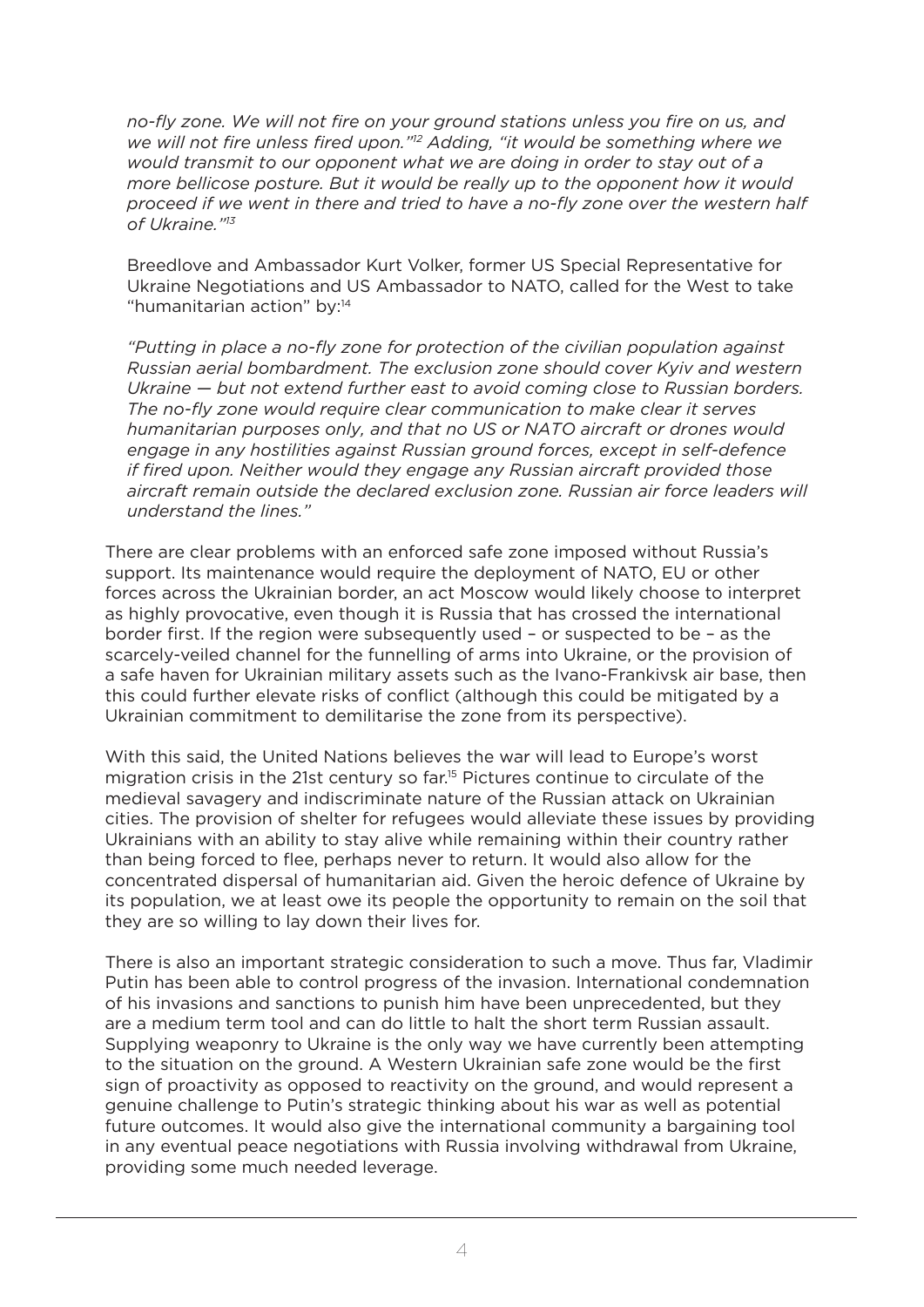*no-fly zone. We will not fire on your ground stations unless you fire on us, and we will not fire unless fired upon."*[12] *Adding, "it would be something where we would transmit to our opponent what we are doing in order to stay out of a more bellicose posture. But it would be really up to the opponent how it would proceed if we went in there and tried to have a no-fly zone over the western half of Ukraine."*[13]

Breedlove and Ambassador Kurt Volker, former US Special Representative for Ukraine Negotiations and US Ambassador to NATO, called for the West to take "humanitarian action" by:[14]

*"Putting in place a no-fly zone for protection of the civilian population against Russian aerial bombardment. The exclusion zone should cover Kyiv and western Ukraine — but not extend further east to avoid coming close to Russian borders. The no-fly zone would require clear communication to make clear it serves humanitarian purposes only, and that no US or NATO aircraft or drones would engage in any hostilities against Russian ground forces, except in self-defence if fired upon. Neither would they engage any Russian aircraft provided those aircraft remain outside the declared exclusion zone. Russian air force leaders will understand the lines."*

There are clear problems with an enforced safe zone imposed without Russia's support. Its maintenance would require the deployment of NATO, EU or other forces across the Ukrainian border, an act Moscow would likely choose to interpret as highly provocative, even though it is Russia that has crossed the international border first. If the region were subsequently used – or suspected to be – as the scarcely-veiled channel for the funnelling of arms into Ukraine, or the provision of a safe haven for Ukrainian military assets such as the Ivano-Frankivsk air base, then this could further elevate risks of conflict (although this could be mitigated by a Ukrainian commitment to demilitarise the zone from its perspective).

With this said, the United Nations believes the war will lead to Europe's worst migration crisis in the 21st century so far.[15] Pictures continue to circulate of the medieval savagery and indiscriminate nature of the Russian attack on Ukrainian cities. The provision of shelter for refugees would alleviate these issues by providing Ukrainians with an ability to stay alive while remaining within their country rather than being forced to flee, perhaps never to return. It would also allow for the concentrated dispersal of humanitarian aid. Given the heroic defence of Ukraine by its population, we at least owe its people the opportunity to remain on the soil that they are so willing to lay down their lives for.

There is also an important strategic consideration to such a move. Thus far, Vladimir Putin has been able to control progress of the invasion. International condemnation of his invasions and sanctions to punish him have been unprecedented, but they are a medium term tool and can do little to halt the short term Russian assault. Supplying weaponry to Ukraine is the only way we have currently been attempting to the situation on the ground. A Western Ukrainian safe zone would be the first sign of proactivity as opposed to reactivity on the ground, and would represent a genuine challenge to Putin's strategic thinking about his war as well as potential future outcomes. It would also give the international community a bargaining tool in any eventual peace negotiations with Russia involving withdrawal from Ukraine, providing some much needed leverage.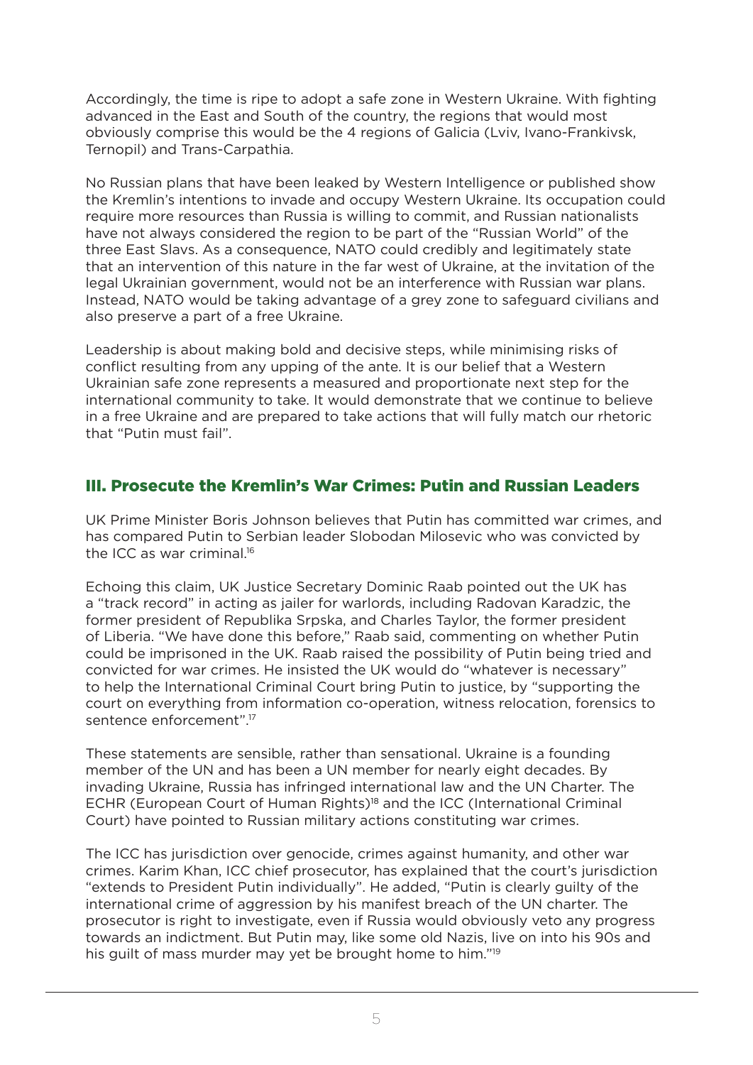Accordingly, the time is ripe to adopt a safe zone in Western Ukraine. With fighting advanced in the East and South of the country, the regions that would most obviously comprise this would be the 4 regions of Galicia (Lviv, Ivano-Frankivsk, Ternopil) and Trans-Carpathia.

No Russian plans that have been leaked by Western Intelligence or published show the Kremlin's intentions to invade and occupy Western Ukraine. Its occupation could require more resources than Russia is willing to commit, and Russian nationalists have not always considered the region to be part of the "Russian World" of the three East Slavs. As a consequence, NATO could credibly and legitimately state that an intervention of this nature in the far west of Ukraine, at the invitation of the legal Ukrainian government, would not be an interference with Russian war plans. Instead, NATO would be taking advantage of a grey zone to safeguard civilians and also preserve a part of a free Ukraine.

Leadership is about making bold and decisive steps, while minimising risks of conflict resulting from any upping of the ante. It is our belief that a Western Ukrainian safe zone represents a measured and proportionate next step for the international community to take. It would demonstrate that we continue to believe in a free Ukraine and are prepared to take actions that will fully match our rhetoric that "Putin must fail".

## III. Prosecute the Kremlin's War Crimes: Putin and Russian Leaders

UK Prime Minister Boris Johnson believes that Putin has committed war crimes, and has compared Putin to Serbian leader Slobodan Milosevic who was convicted by the ICC as war criminal.[16]

Echoing this claim, UK Justice Secretary Dominic Raab pointed out the UK has a "track record" in acting as jailer for warlords, including Radovan Karadzic, the former president of Republika Srpska, and Charles Taylor, the former president of Liberia. "We have done this before," Raab said, commenting on whether Putin could be imprisoned in the UK. Raab raised the possibility of Putin being tried and convicted for war crimes. He insisted the UK would do "whatever is necessary" to help the International Criminal Court bring Putin to justice, by "supporting the court on everything from information co-operation, witness relocation, forensics to sentence enforcement".[17]

These statements are sensible, rather than sensational. Ukraine is a founding member of the UN and has been a UN member for nearly eight decades. By invading Ukraine, Russia has infringed international law and the UN Charter. The ECHR (European Court of Human Rights)[18] and the ICC (International Criminal Court) have pointed to Russian military actions constituting war crimes.

The ICC has jurisdiction over genocide, crimes against humanity, and other war crimes. Karim Khan, ICC chief prosecutor, has explained that the court's jurisdiction "extends to President Putin individually". He added, "Putin is clearly guilty of the international crime of aggression by his manifest breach of the UN charter. The prosecutor is right to investigate, even if Russia would obviously veto any progress towards an indictment. But Putin may, like some old Nazis, live on into his 90s and his guilt of mass murder may yet be brought home to him."[19]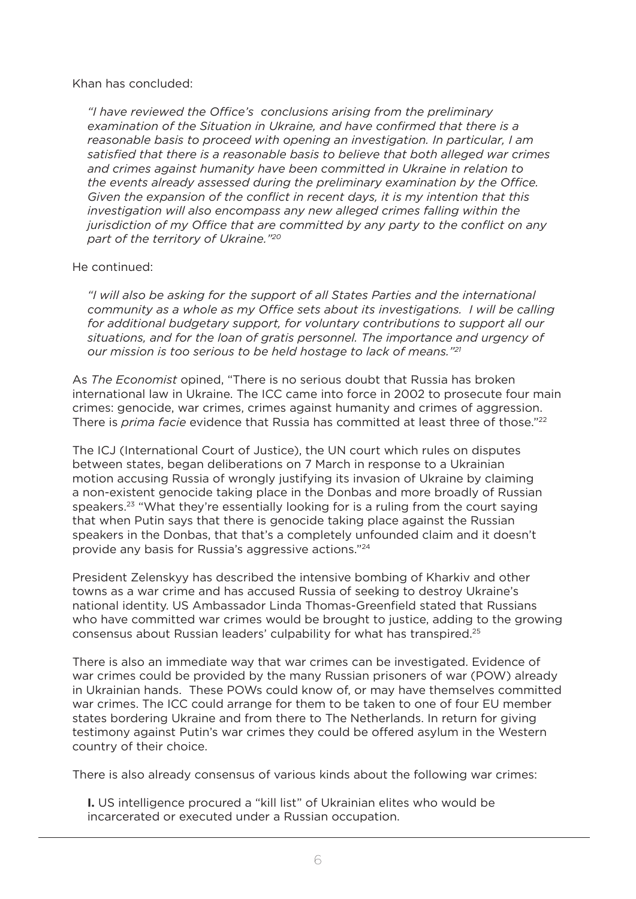Khan has concluded:

> *"I have reviewed the Office's conclusions arising from the preliminary examination of the Situation in Ukraine, and have confirmed that there is a reasonable basis to proceed with opening an investigation. In particular, I am satisfied that there is a reasonable basis to believe that both alleged war crimes and crimes against humanity have been committed in Ukraine in relation to the events already assessed during the preliminary examination by the Office. Given the expansion of the conflict in recent days, it is my intention that this investigation will also encompass any new alleged crimes falling within the jurisdiction of my Office that are committed by any party to the conflict on any part of the territory of Ukraine."*[20]

He continued:

> *"I will also be asking for the support of all States Parties and the international community as a whole as my Office sets about its investigations. I will be calling for additional budgetary support, for voluntary contributions to support all our situations, and for the loan of gratis personnel. The importance and urgency of our mission is too serious to be held hostage to lack of means."*[21]

As *The Economist* opined, "There is no serious doubt that Russia has broken international law in Ukraine. The ICC came into force in 2002 to prosecute four main crimes: genocide, war crimes, crimes against humanity and crimes of aggression. There is *prima facie* evidence that Russia has committed at least three of those."[22]

The ICJ (International Court of Justice), the UN court which rules on disputes between states, began deliberations on 7 March in response to a Ukrainian motion accusing Russia of wrongly justifying its invasion of Ukraine by claiming a non-existent genocide taking place in the Donbas and more broadly of Russian speakers.[23] "What they're essentially looking for is a ruling from the court saying that when Putin says that there is genocide taking place against the Russian speakers in the Donbas, that that's a completely unfounded claim and it doesn't provide any basis for Russia's aggressive actions."[24]

President Zelenskyy has described the intensive bombing of Kharkiv and other towns as a war crime and has accused Russia of seeking to destroy Ukraine's national identity. US Ambassador Linda Thomas-Greenfield stated that Russians who have committed war crimes would be brought to justice, adding to the growing consensus about Russian leaders' culpability for what has transpired.[25]

There is also an immediate way that war crimes can be investigated. Evidence of war crimes could be provided by the many Russian prisoners of war (POW) already in Ukrainian hands. These POWs could know of, or may have themselves committed war crimes. The ICC could arrange for them to be taken to one of four EU member states bordering Ukraine and from there to The Netherlands. In return for giving testimony against Putin's war crimes they could be offered asylum in the Western country of their choice.

There is also already consensus of various kinds about the following war crimes:

**I.** US intelligence procured a "kill list" of Ukrainian elites who would be incarcerated or executed under a Russian occupation.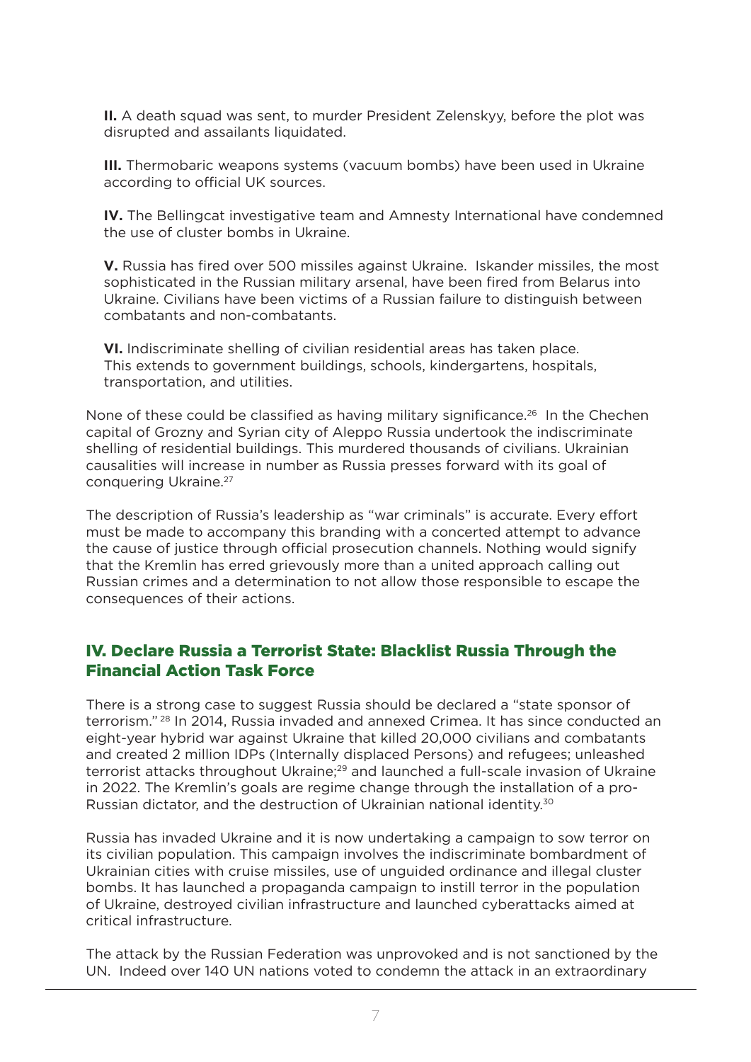**II.** A death squad was sent, to murder President Zelenskyy, before the plot was disrupted and assailants liquidated.

**III.** Thermobaric weapons systems (vacuum bombs) have been used in Ukraine according to official UK sources.

**IV.** The Bellingcat investigative team and Amnesty International have condemned the use of cluster bombs in Ukraine.

**V.** Russia has fired over 500 missiles against Ukraine. Iskander missiles, the most sophisticated in the Russian military arsenal, have been fired from Belarus into Ukraine. Civilians have been victims of a Russian failure to distinguish between combatants and non-combatants.

**VI.** Indiscriminate shelling of civilian residential areas has taken place. This extends to government buildings, schools, kindergartens, hospitals, transportation, and utilities.

None of these could be classified as having military significance.[26] In the Chechen capital of Grozny and Syrian city of Aleppo Russia undertook the indiscriminate shelling of residential buildings. This murdered thousands of civilians. Ukrainian causalities will increase in number as Russia presses forward with its goal of conquering Ukraine.[27]

The description of Russia's leadership as "war criminals" is accurate. Every effort must be made to accompany this branding with a concerted attempt to advance the cause of justice through official prosecution channels. Nothing would signify that the Kremlin has erred grievously more than a united approach calling out Russian crimes and a determination to not allow those responsible to escape the consequences of their actions.

## IV. Declare Russia a Terrorist State: Blacklist Russia Through the Financial Action Task Force

There is a strong case to suggest Russia should be declared a "state sponsor of terrorism." [28] In 2014, Russia invaded and annexed Crimea. It has since conducted an eight-year hybrid war against Ukraine that killed 20,000 civilians and combatants and created 2 million IDPs (Internally displaced Persons) and refugees; unleashed terrorist attacks throughout Ukraine;[29] and launched a full-scale invasion of Ukraine in 2022. The Kremlin's goals are regime change through the installation of a pro-Russian dictator, and the destruction of Ukrainian national identity.[30]

Russia has invaded Ukraine and it is now undertaking a campaign to sow terror on its civilian population. This campaign involves the indiscriminate bombardment of Ukrainian cities with cruise missiles, use of unguided ordinance and illegal cluster bombs. It has launched a propaganda campaign to instill terror in the population of Ukraine, destroyed civilian infrastructure and launched cyberattacks aimed at critical infrastructure.

The attack by the Russian Federation was unprovoked and is not sanctioned by the UN. Indeed over 140 UN nations voted to condemn the attack in an extraordinary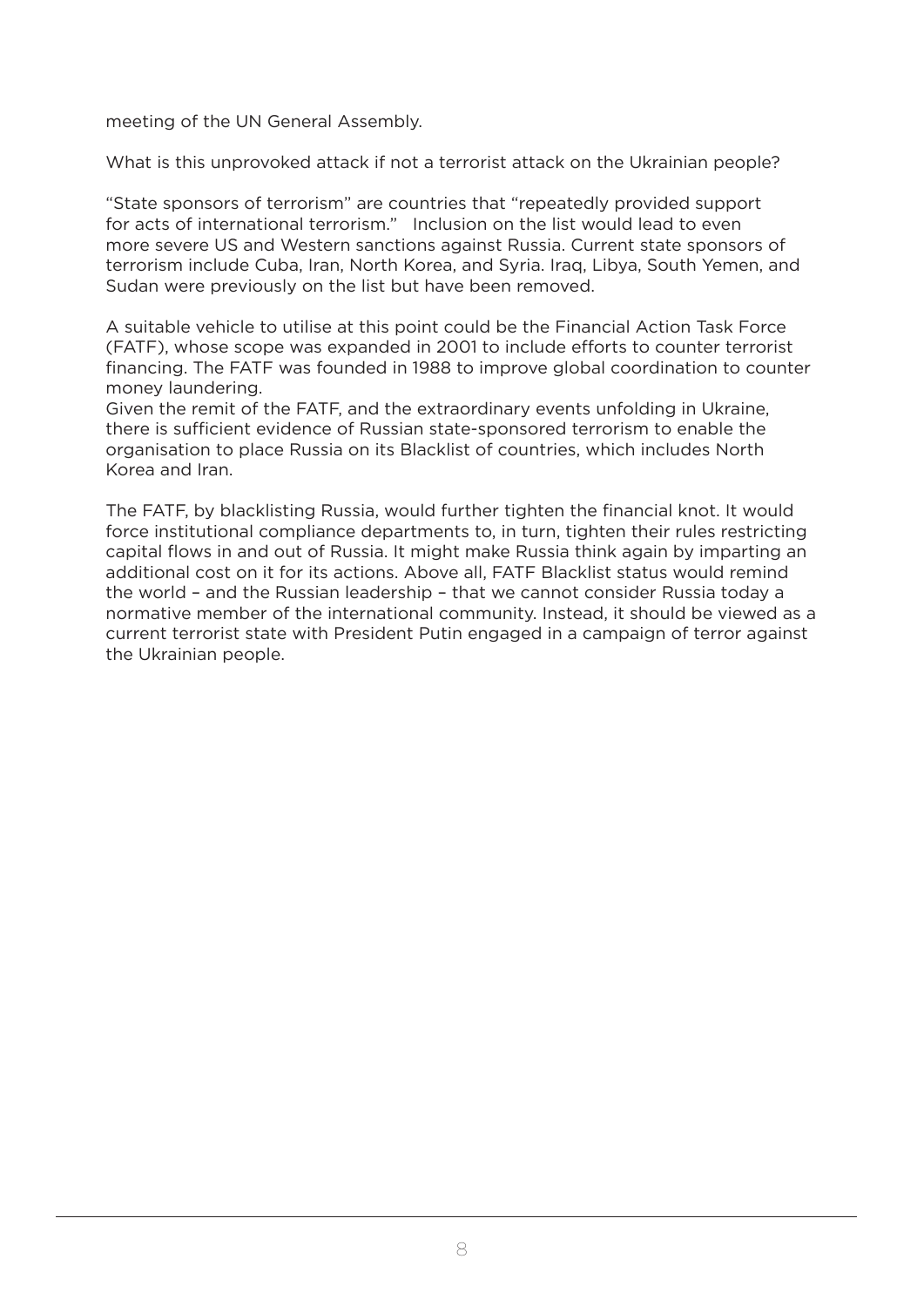meeting of the UN General Assembly.

What is this unprovoked attack if not a terrorist attack on the Ukrainian people?

"State sponsors of terrorism" are countries that "repeatedly provided support for acts of international terrorism." Inclusion on the list would lead to even more severe US and Western sanctions against Russia. Current state sponsors of terrorism include Cuba, Iran, North Korea, and Syria. Iraq, Libya, South Yemen, and Sudan were previously on the list but have been removed.

A suitable vehicle to utilise at this point could be the Financial Action Task Force (FATF), whose scope was expanded in 2001 to include efforts to counter terrorist financing. The FATF was founded in 1988 to improve global coordination to counter money laundering.

Given the remit of the FATF, and the extraordinary events unfolding in Ukraine, there is sufficient evidence of Russian state-sponsored terrorism to enable the organisation to place Russia on its Blacklist of countries, which includes North Korea and Iran.

The FATF, by blacklisting Russia, would further tighten the financial knot. It would force institutional compliance departments to, in turn, tighten their rules restricting capital flows in and out of Russia. It might make Russia think again by imparting an additional cost on it for its actions. Above all, FATF Blacklist status would remind the world – and the Russian leadership – that we cannot consider Russia today a normative member of the international community. Instead, it should be viewed as a current terrorist state with President Putin engaged in a campaign of terror against the Ukrainian people.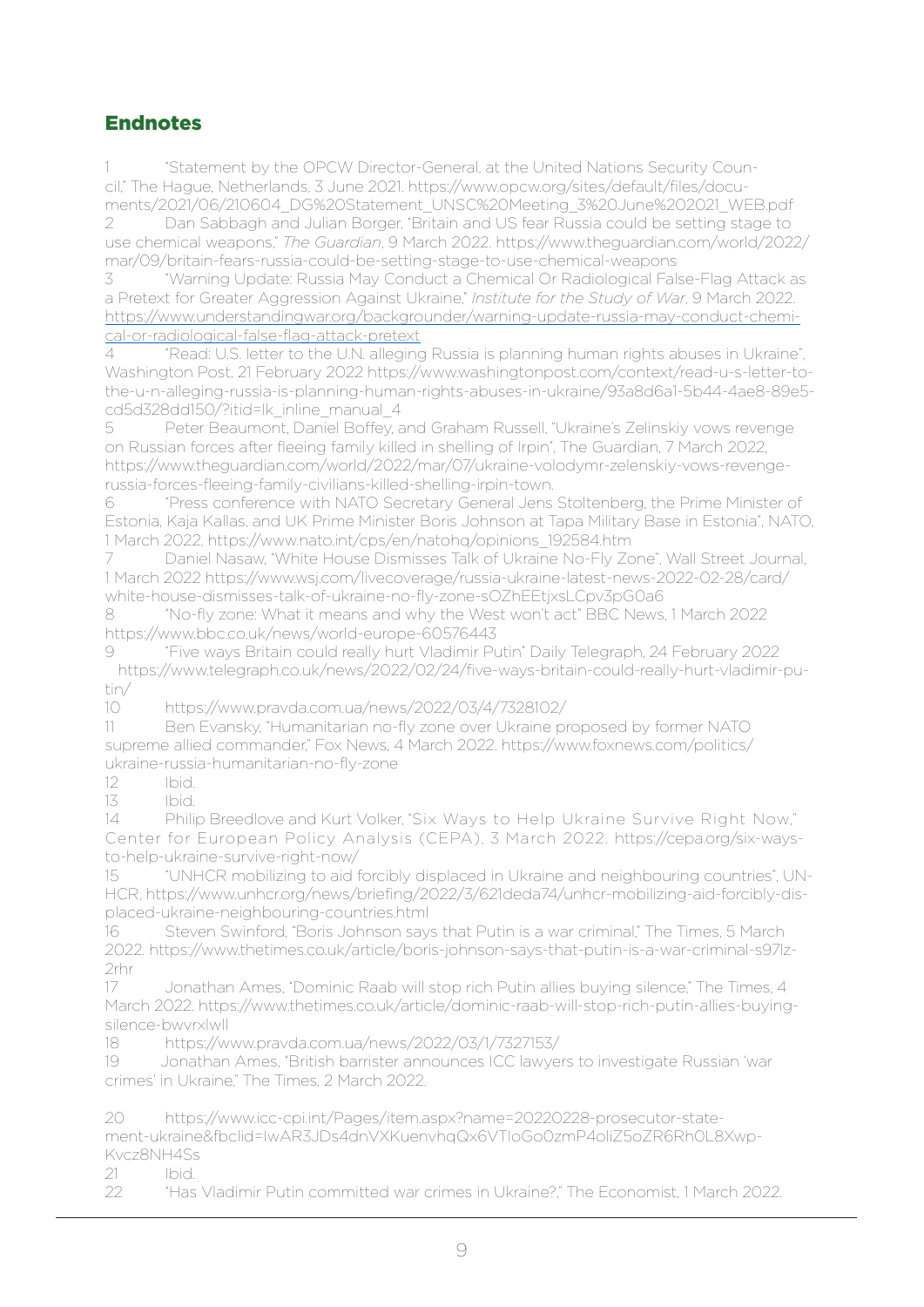## Endnotes

1 "Statement by the OPCW Director-General, at the United Nations Security Council," The Hague, Netherlands, 3 June 2021. https://www.opcw.org/sites/default/files/documents/2021/06/210604_DG%20Statement_UNSC%20Meeting_3%20June%202021_WEB.pdf

2 Dan Sabbagh and Julian Borger, "Britain and US fear Russia could be setting stage to use chemical weapons," *The Guardian*, 9 March 2022. https://www.theguardian.com/world/2022/mar/09/britain-fears-russia-could-be-setting-stage-to-use-chemical-weapons

3 "Warning Update: Russia May Conduct a Chemical Or Radiological False-Flag Attack as a Pretext for Greater Aggression Against Ukraine," *Institute for the Study of War*, 9 March 2022. https://www.understandingwar.org/backgrounder/warning-update-russia-may-conduct-chemical-or-radiological-false-flag-attack-pretext

4 "Read: U.S. letter to the U.N. alleging Russia is planning human rights abuses in Ukraine", Washington Post, 21 February 2022 https://www.washingtonpost.com/context/read-u-s-letter-to-the-u-n-alleging-russia-is-planning-human-rights-abuses-in-ukraine/93a8d6a1-5b44-4ae8-89e5-cd5d328dd150/?itid=lk_inline_manual_4

5 Peter Beaumont, Daniel Boffey, and Graham Russell, "Ukraine's Zelinskiy vows revenge on Russian forces after fleeing family killed in shelling of Irpin", The Guardian, 7 March 2022, https://www.theguardian.com/world/2022/mar/07/ukraine-volodymyr-zelenskiy-vows-revenge-russia-forces-fleeing-family-civilians-killed-shelling-irpin-town.

6 "Press conference with NATO Secretary General Jens Stoltenberg, the Prime Minister of Estonia, Kaja Kallas, and UK Prime Minister Boris Johnson at Tapa Military Base in Estonia", NATO, 1 March 2022, https://www.nato.int/cps/en/natohq/opinions_192584.htm

7 Daniel Nasaw, "White House Dismisses Talk of Ukraine No-Fly Zone", Wall Street Journal, 1 March 2022 https://www.wsj.com/livecoverage/russia-ukraine-latest-news-2022-02-28/card/white-house-dismisses-talk-of-ukraine-no-fly-zone-sOZhEEtjxsLCpv3pG0a6

8 "No-fly zone: What it means and why the West won't act" BBC News, 1 March 2022 https://www.bbc.co.uk/news/world-europe-60576443

9 "Five ways Britain could really hurt Vladimir Putin" Daily Telegraph, 24 February 2022 https://www.telegraph.co.uk/news/2022/02/24/five-ways-britain-could-really-hurt-vladimir-putin/

10 https://www.pravda.com.ua/news/2022/03/4/7328102/

11 Ben Evansky, "Humanitarian no-fly zone over Ukraine proposed by former NATO supreme allied commander," Fox News, 4 March 2022. https://www.foxnews.com/politics/ukraine-russia-humanitarian-no-fly-zone

12 Ibid.

13 Ibid.

14 Philip Breedlove and Kurt Volker, "Six Ways to Help Ukraine Survive Right Now," Center for European Policy Analysis (CEPA), 3 March 2022. https://cepa.org/six-ways-to-help-ukraine-survive-right-now/

15 "UNHCR mobilizing to aid forcibly displaced in Ukraine and neighbouring countries", UNHCR, https://www.unhcr.org/news/briefing/2022/3/621deda74/unhcr-mobilizing-aid-forcibly-displaced-ukraine-neighbouring-countries.html

16 Steven Swinford, "Boris Johnson says that Putin is a war criminal," The Times, 5 March 2022. https://www.thetimes.co.uk/article/boris-johnson-says-that-putin-is-a-war-criminal-s97lz-2rhr

17 Jonathan Ames, "Dominic Raab will stop rich Putin allies buying silence," The Times, 4 March 2022. https://www.thetimes.co.uk/article/dominic-raab-will-stop-rich-putin-allies-buying-silence-bwvrxlwll

18 https://www.pravda.com.ua/news/2022/03/1/7327153/

19 Jonathan Ames, "British barrister announces ICC lawyers to investigate Russian 'war crimes' in Ukraine," The Times, 2 March 2022.

20 https://www.icc-cpi.int/Pages/item.aspx?name=20220228-prosecutor-statement-ukraine&fbclid=IwAR3JDs4dnVXKuenvhqQx6VTIoGo0zmP4oliZ5oZR6Rh0L8Xwp-Kvcz8NH4Ss

21 Ibid.

22 "Has Vladimir Putin committed war crimes in Ukraine?," The Economist, 1 March 2022.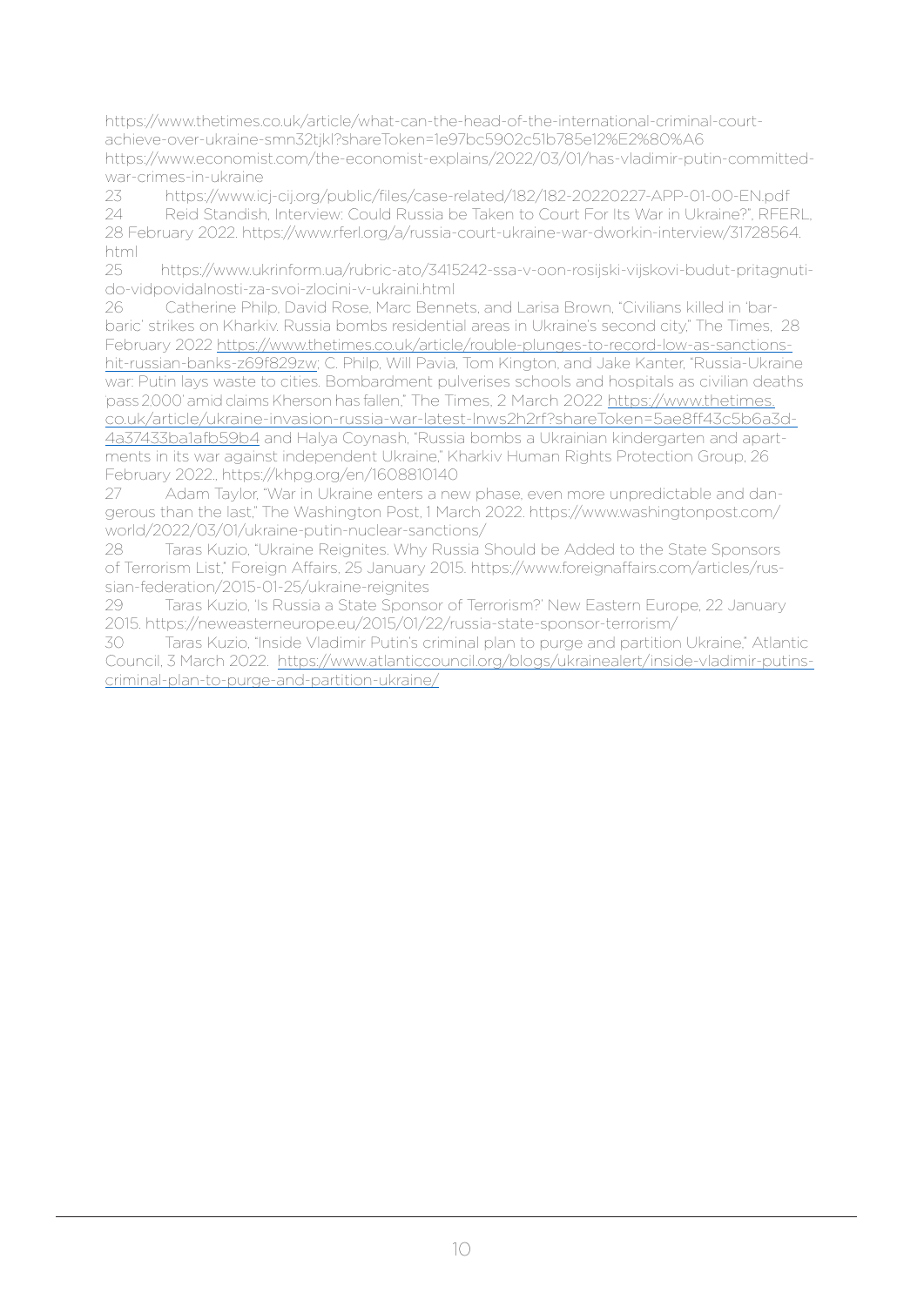https://www.thetimes.co.uk/article/what-can-the-head-of-the-international-criminal-court-achieve-over-ukraine-smn32tjkl?shareToken=1e97bc5902c51b785e12%E2%80%A6
https://www.economist.com/the-economist-explains/2022/03/01/has-vladimir-putin-committed-war-crimes-in-ukraine

23 https://www.icj-cij.org/public/files/case-related/182/182-20220227-APP-01-00-EN.pdf

24 Reid Standish, Interview: Could Russia be Taken to Court For Its War in Ukraine?", RFERL, 28 February 2022. https://www.rferl.org/a/russia-court-ukraine-war-dworkin-interview/31728564.html

25 https://www.ukrinform.ua/rubric-ato/3415242-ssa-v-oon-rosijski-vijskovi-budut-pritagnuti-do-vidpovidalnosti-za-svoi-zlocini-v-ukraini.html

26 Catherine Philp, David Rose, Marc Bennets, and Larisa Brown, "Civilians killed in 'barbaric' strikes on Kharkiv. Russia bombs residential areas in Ukraine's second city," The Times, 28 February 2022 https://www.thetimes.co.uk/article/rouble-plunges-to-record-low-as-sanctions-hit-russian-banks-z69f829zw; C. Philp, Will Pavia, Tom Kington, and Jake Kanter, "Russia-Ukraine war: Putin lays waste to cities. Bombardment pulverises schools and hospitals as civilian deaths 'pass 2,000' amid claims Kherson has fallen," The Times, 2 March 2022 https://www.thetimes.co.uk/article/ukraine-invasion-russia-war-latest-lnws2h2rf?shareToken=5ae8ff43c5b6a3d4a37433ba1afb59b4 and Halya Coynash, "Russia bombs a Ukrainian kindergarten and apartments in its war against independent Ukraine," Kharkiv Human Rights Protection Group, 26 February 2022., https://khpg.org/en/1608810140

27 Adam Taylor, "War in Ukraine enters a new phase, even more unpredictable and dangerous than the last," The Washington Post, 1 March 2022. https://www.washingtonpost.com/world/2022/03/01/ukraine-putin-nuclear-sanctions/

28 Taras Kuzio, "Ukraine Reignites. Why Russia Should be Added to the State Sponsors of Terrorism List," Foreign Affairs, 25 January 2015. https://www.foreignaffairs.com/articles/russian-federation/2015-01-25/ukraine-reignites

29 Taras Kuzio, 'Is Russia a State Sponsor of Terrorism?' New Eastern Europe, 22 January 2015. https://neweasterneurope.eu/2015/01/22/russia-state-sponsor-terrorism/

30 Taras Kuzio, "Inside Vladimir Putin's criminal plan to purge and partition Ukraine," Atlantic Council, 3 March 2022. https://www.atlanticcouncil.org/blogs/ukrainealert/inside-vladimir-putins-criminal-plan-to-purge-and-partition-ukraine/